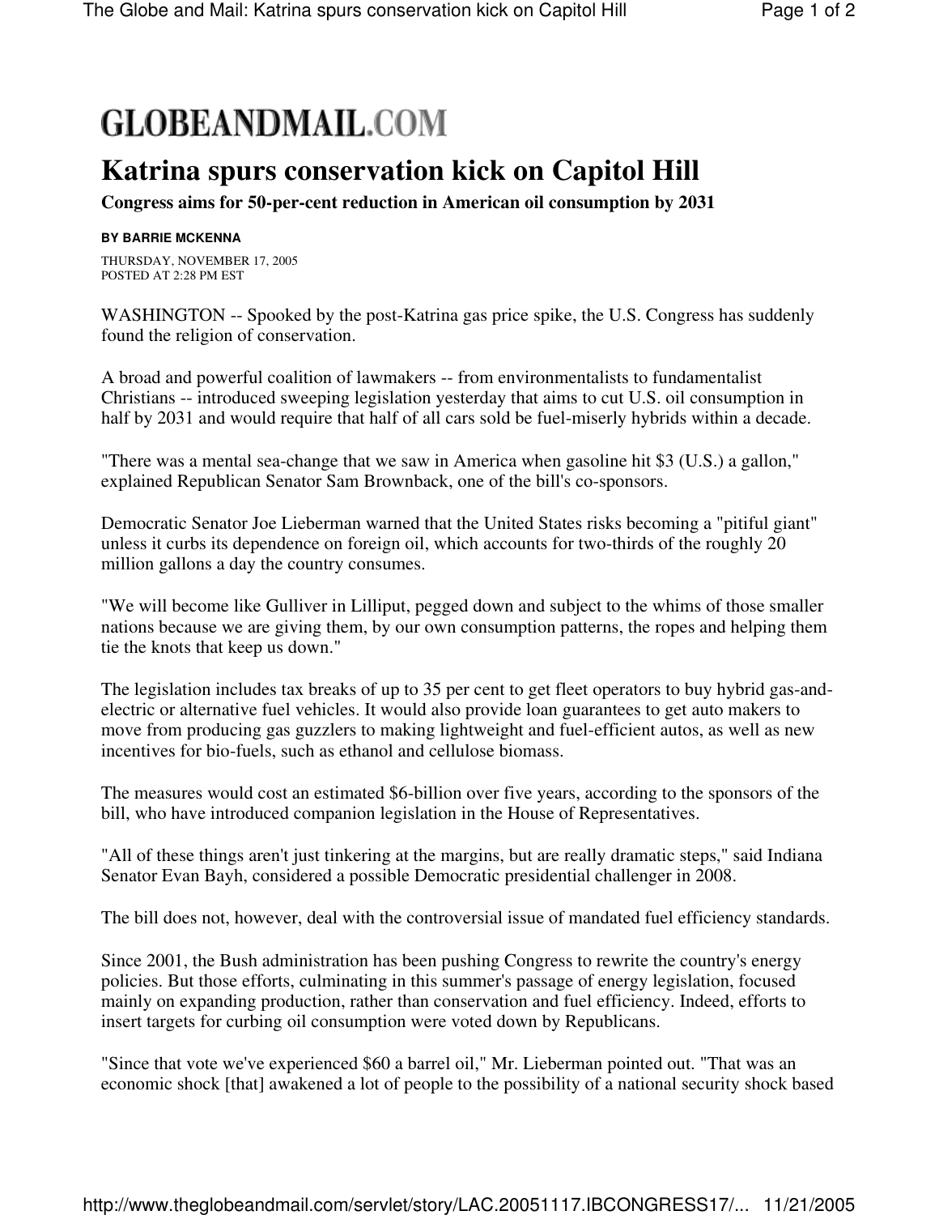GLOBEANDMAIL.COM

# Katrina spurs conservation kick on Capitol Hill

**Congress aims for 50-per-cent reduction in American oil consumption by 2031**

**BY BARRIE MCKENNA**

THURSDAY, NOVEMBER 17, 2005
POSTED AT 2:28 PM EST

WASHINGTON -- Spooked by the post-Katrina gas price spike, the U.S. Congress has suddenly found the religion of conservation.

A broad and powerful coalition of lawmakers -- from environmentalists to fundamentalist Christians -- introduced sweeping legislation yesterday that aims to cut U.S. oil consumption in half by 2031 and would require that half of all cars sold be fuel-miserly hybrids within a decade.

"There was a mental sea-change that we saw in America when gasoline hit $3 (U.S.) a gallon," explained Republican Senator Sam Brownback, one of the bill's co-sponsors.

Democratic Senator Joe Lieberman warned that the United States risks becoming a "pitiful giant" unless it curbs its dependence on foreign oil, which accounts for two-thirds of the roughly 20 million gallons a day the country consumes.

"We will become like Gulliver in Lilliput, pegged down and subject to the whims of those smaller nations because we are giving them, by our own consumption patterns, the ropes and helping them tie the knots that keep us down."

The legislation includes tax breaks of up to 35 per cent to get fleet operators to buy hybrid gas-and-electric or alternative fuel vehicles. It would also provide loan guarantees to get auto makers to move from producing gas guzzlers to making lightweight and fuel-efficient autos, as well as new incentives for bio-fuels, such as ethanol and cellulose biomass.

The measures would cost an estimated $6-billion over five years, according to the sponsors of the bill, who have introduced companion legislation in the House of Representatives.

"All of these things aren't just tinkering at the margins, but are really dramatic steps," said Indiana Senator Evan Bayh, considered a possible Democratic presidential challenger in 2008.

The bill does not, however, deal with the controversial issue of mandated fuel efficiency standards.

Since 2001, the Bush administration has been pushing Congress to rewrite the country's energy policies. But those efforts, culminating in this summer's passage of energy legislation, focused mainly on expanding production, rather than conservation and fuel efficiency. Indeed, efforts to insert targets for curbing oil consumption were voted down by Republicans.

"Since that vote we've experienced $60 a barrel oil," Mr. Lieberman pointed out. "That was an economic shock [that] awakened a lot of people to the possibility of a national security shock based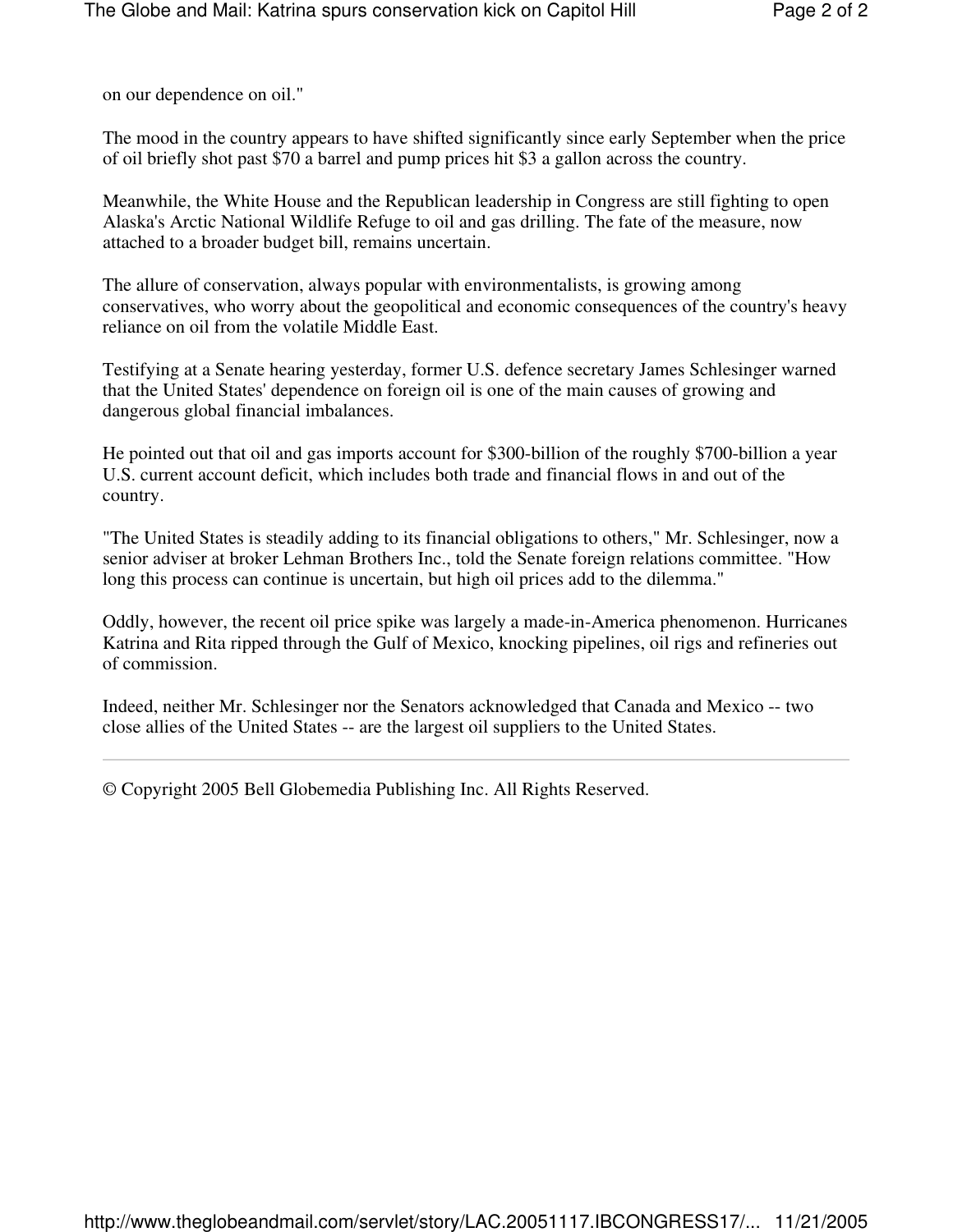on our dependence on oil."

The mood in the country appears to have shifted significantly since early September when the price of oil briefly shot past $70 a barrel and pump prices hit $3 a gallon across the country.

Meanwhile, the White House and the Republican leadership in Congress are still fighting to open Alaska's Arctic National Wildlife Refuge to oil and gas drilling. The fate of the measure, now attached to a broader budget bill, remains uncertain.

The allure of conservation, always popular with environmentalists, is growing among conservatives, who worry about the geopolitical and economic consequences of the country's heavy reliance on oil from the volatile Middle East.

Testifying at a Senate hearing yesterday, former U.S. defence secretary James Schlesinger warned that the United States' dependence on foreign oil is one of the main causes of growing and dangerous global financial imbalances.

He pointed out that oil and gas imports account for $300-billion of the roughly $700-billion a year U.S. current account deficit, which includes both trade and financial flows in and out of the country.

"The United States is steadily adding to its financial obligations to others," Mr. Schlesinger, now a senior adviser at broker Lehman Brothers Inc., told the Senate foreign relations committee. "How long this process can continue is uncertain, but high oil prices add to the dilemma."

Oddly, however, the recent oil price spike was largely a made-in-America phenomenon. Hurricanes Katrina and Rita ripped through the Gulf of Mexico, knocking pipelines, oil rigs and refineries out of commission.

Indeed, neither Mr. Schlesinger nor the Senators acknowledged that Canada and Mexico -- two close allies of the United States -- are the largest oil suppliers to the United States.

---

© Copyright 2005 Bell Globemedia Publishing Inc. All Rights Reserved.